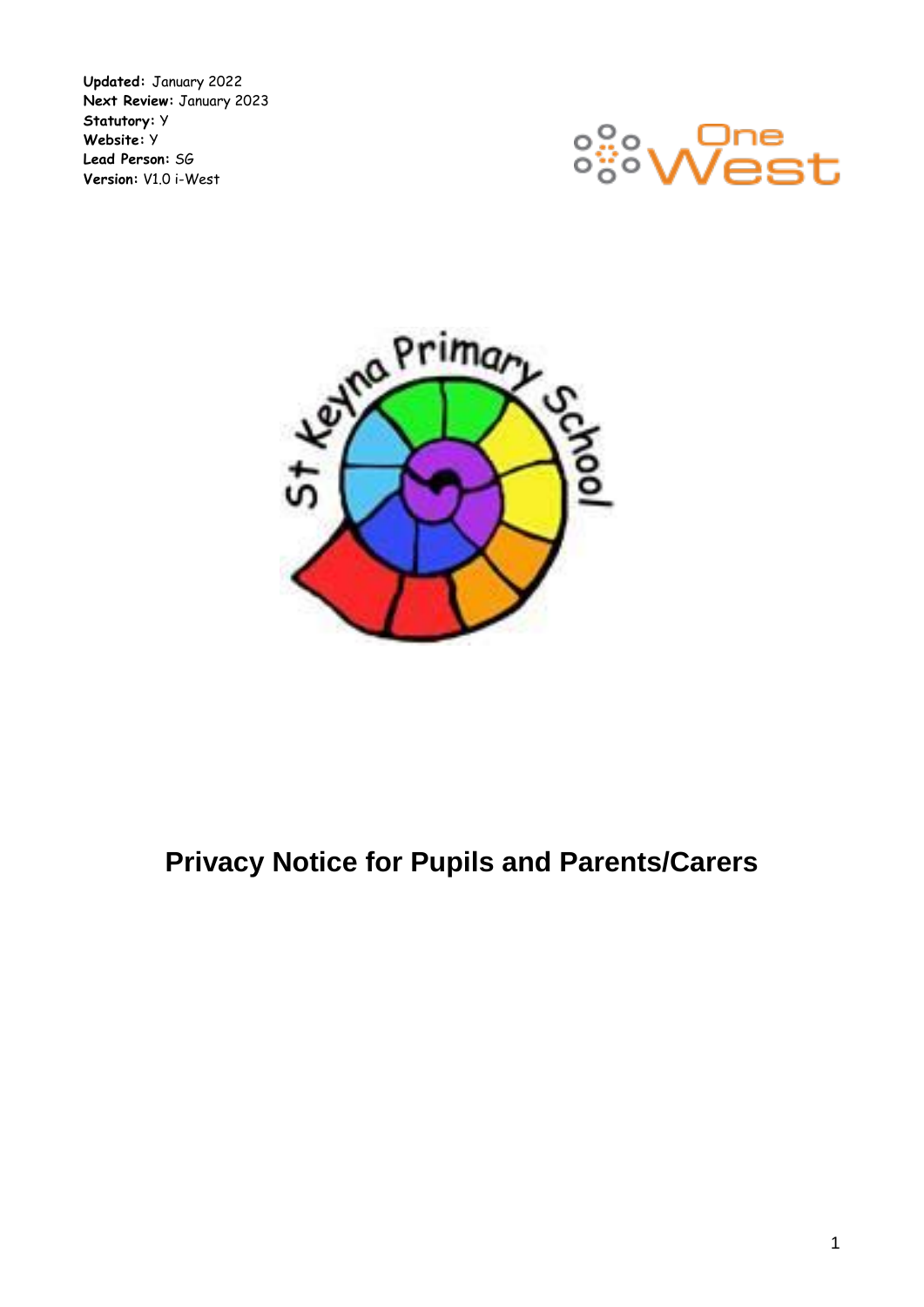**Updated:** January 2022
**Next Review:** January 2023
**Statutory:** Y
**Website:** Y
**Lead Person:** SG
**Version:** V1.0 i-West

# Privacy Notice for Pupils and Parents/Carers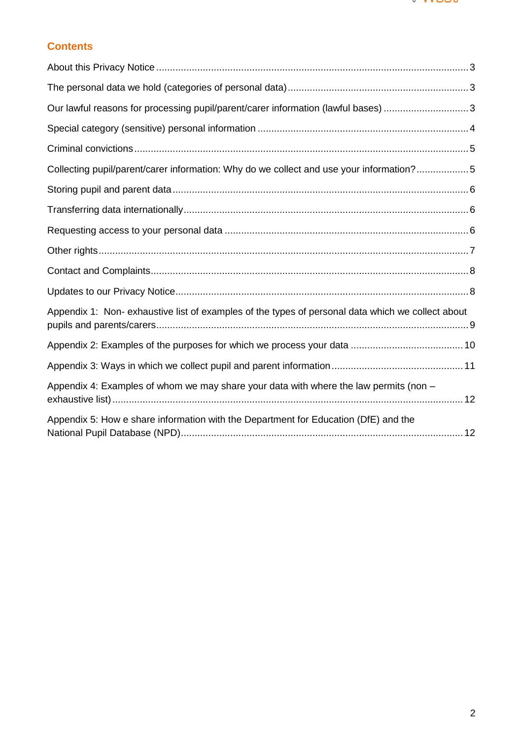## Contents

About this Privacy Notice ........ 3

The personal data we hold (categories of personal data) ........ 3

Our lawful reasons for processing pupil/parent/carer information (lawful bases) ........ 3

Special category (sensitive) personal information ........ 4

Criminal convictions ........ 5

Collecting pupil/parent/carer information: Why do we collect and use your information? ........ 5

Storing pupil and parent data ........ 6

Transferring data internationally ........ 6

Requesting access to your personal data ........ 6

Other rights ........ 7

Contact and Complaints ........ 8

Updates to our Privacy Notice ........ 8

Appendix 1: Non- exhaustive list of examples of the types of personal data which we collect about pupils and parents/carers ........ 9

Appendix 2: Examples of the purposes for which we process your data ........ 10

Appendix 3: Ways in which we collect pupil and parent information ........ 11

Appendix 4: Examples of whom we may share your data with where the law permits (non – exhaustive list) ........ 12

Appendix 5: How e share information with the Department for Education (DfE) and the National Pupil Database (NPD) ........ 12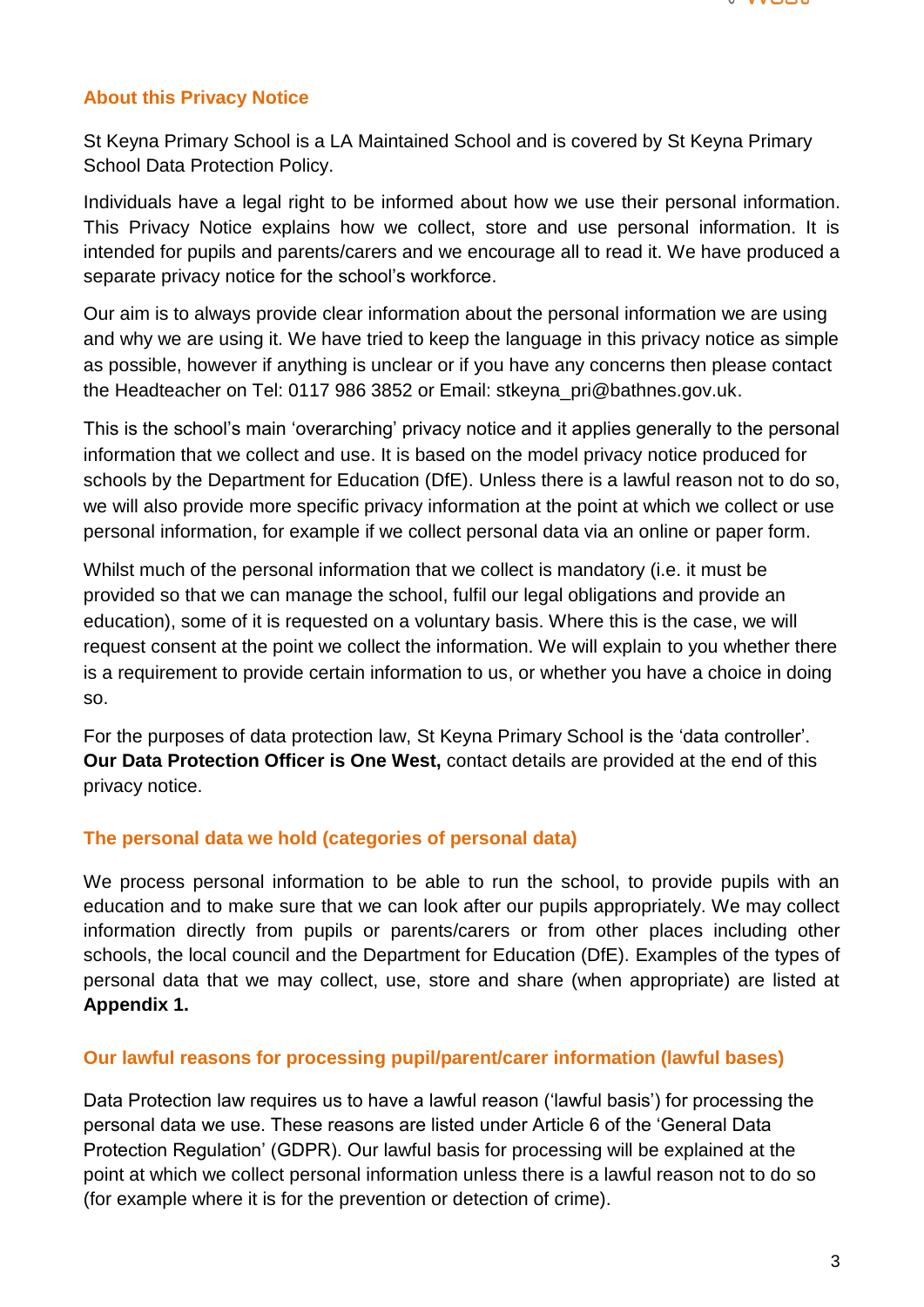## About this Privacy Notice

St Keyna Primary School is a LA Maintained School and is covered by St Keyna Primary School Data Protection Policy.

Individuals have a legal right to be informed about how we use their personal information. This Privacy Notice explains how we collect, store and use personal information. It is intended for pupils and parents/carers and we encourage all to read it. We have produced a separate privacy notice for the school's workforce.

Our aim is to always provide clear information about the personal information we are using and why we are using it. We have tried to keep the language in this privacy notice as simple as possible, however if anything is unclear or if you have any concerns then please contact the Headteacher on Tel: 0117 986 3852 or Email: stkeyna_pri@bathnes.gov.uk.

This is the school's main 'overarching' privacy notice and it applies generally to the personal information that we collect and use. It is based on the model privacy notice produced for schools by the Department for Education (DfE). Unless there is a lawful reason not to do so, we will also provide more specific privacy information at the point at which we collect or use personal information, for example if we collect personal data via an online or paper form.

Whilst much of the personal information that we collect is mandatory (i.e. it must be provided so that we can manage the school, fulfil our legal obligations and provide an education), some of it is requested on a voluntary basis. Where this is the case, we will request consent at the point we collect the information. We will explain to you whether there is a requirement to provide certain information to us, or whether you have a choice in doing so.

For the purposes of data protection law, St Keyna Primary School is the 'data controller'. **Our Data Protection Officer is One West,** contact details are provided at the end of this privacy notice.

## The personal data we hold (categories of personal data)

We process personal information to be able to run the school, to provide pupils with an education and to make sure that we can look after our pupils appropriately. We may collect information directly from pupils or parents/carers or from other places including other schools, the local council and the Department for Education (DfE). Examples of the types of personal data that we may collect, use, store and share (when appropriate) are listed at **Appendix 1.**

## Our lawful reasons for processing pupil/parent/carer information (lawful bases)

Data Protection law requires us to have a lawful reason ('lawful basis') for processing the personal data we use. These reasons are listed under Article 6 of the 'General Data Protection Regulation' (GDPR). Our lawful basis for processing will be explained at the point at which we collect personal information unless there is a lawful reason not to do so (for example where it is for the prevention or detection of crime).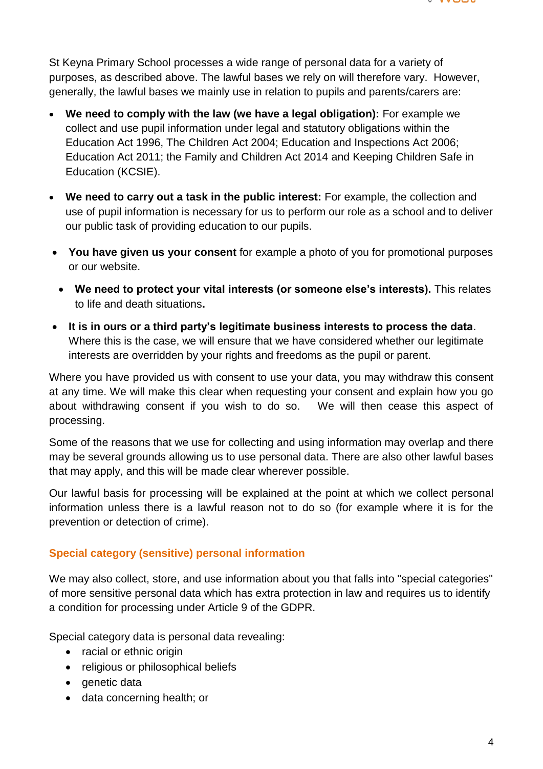St Keyna Primary School processes a wide range of personal data for a variety of purposes, as described above. The lawful bases we rely on will therefore vary. However, generally, the lawful bases we mainly use in relation to pupils and parents/carers are:

- **We need to comply with the law (we have a legal obligation):** For example we collect and use pupil information under legal and statutory obligations within the Education Act 1996, The Children Act 2004; Education and Inspections Act 2006; Education Act 2011; the Family and Children Act 2014 and Keeping Children Safe in Education (KCSIE).
- **We need to carry out a task in the public interest:** For example, the collection and use of pupil information is necessary for us to perform our role as a school and to deliver our public task of providing education to our pupils.
- **You have given us your consent** for example a photo of you for promotional purposes or our website.
- **We need to protect your vital interests (or someone else's interests).** This relates to life and death situations**.**
- **It is in ours or a third party's legitimate business interests to process the data**. Where this is the case, we will ensure that we have considered whether our legitimate interests are overridden by your rights and freedoms as the pupil or parent.

Where you have provided us with consent to use your data, you may withdraw this consent at any time. We will make this clear when requesting your consent and explain how you go about withdrawing consent if you wish to do so. We will then cease this aspect of processing.

Some of the reasons that we use for collecting and using information may overlap and there may be several grounds allowing us to use personal data. There are also other lawful bases that may apply, and this will be made clear wherever possible.

Our lawful basis for processing will be explained at the point at which we collect personal information unless there is a lawful reason not to do so (for example where it is for the prevention or detection of crime).

## Special category (sensitive) personal information

We may also collect, store, and use information about you that falls into "special categories" of more sensitive personal data which has extra protection in law and requires us to identify a condition for processing under Article 9 of the GDPR.

Special category data is personal data revealing:

- racial or ethnic origin
- religious or philosophical beliefs
- genetic data
- data concerning health; or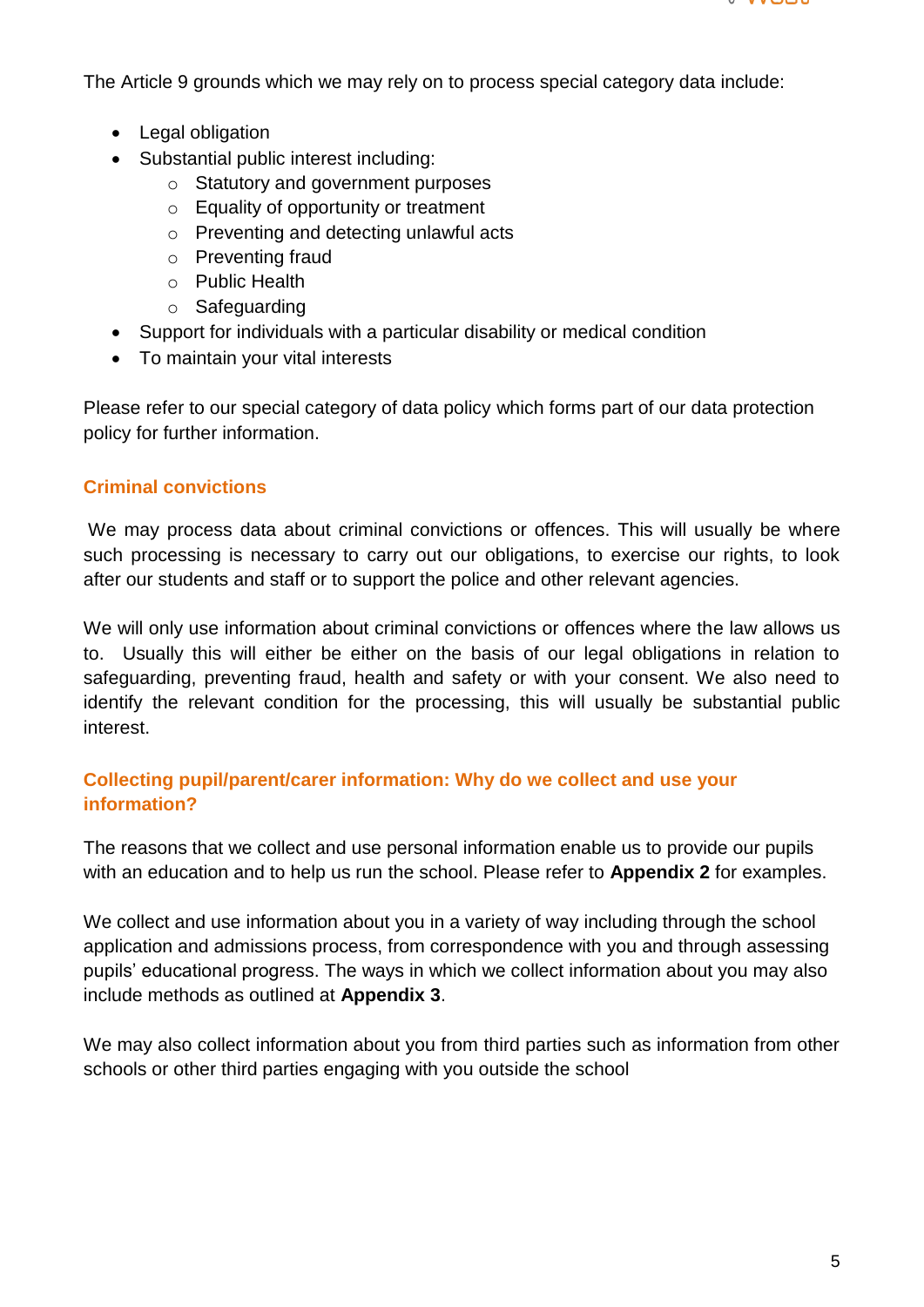The Article 9 grounds which we may rely on to process special category data include:

- Legal obligation
- Substantial public interest including:
    - Statutory and government purposes
    - Equality of opportunity or treatment
    - Preventing and detecting unlawful acts
    - Preventing fraud
    - Public Health
    - Safeguarding
- Support for individuals with a particular disability or medical condition
- To maintain your vital interests

Please refer to our special category of data policy which forms part of our data protection policy for further information.

## Criminal convictions

We may process data about criminal convictions or offences. This will usually be where such processing is necessary to carry out our obligations, to exercise our rights, to look after our students and staff or to support the police and other relevant agencies.

We will only use information about criminal convictions or offences where the law allows us to. Usually this will either be either on the basis of our legal obligations in relation to safeguarding, preventing fraud, health and safety or with your consent. We also need to identify the relevant condition for the processing, this will usually be substantial public interest.

## Collecting pupil/parent/carer information: Why do we collect and use your information?

The reasons that we collect and use personal information enable us to provide our pupils with an education and to help us run the school. Please refer to **Appendix 2** for examples.

We collect and use information about you in a variety of way including through the school application and admissions process, from correspondence with you and through assessing pupils' educational progress. The ways in which we collect information about you may also include methods as outlined at **Appendix 3**.

We may also collect information about you from third parties such as information from other schools or other third parties engaging with you outside the school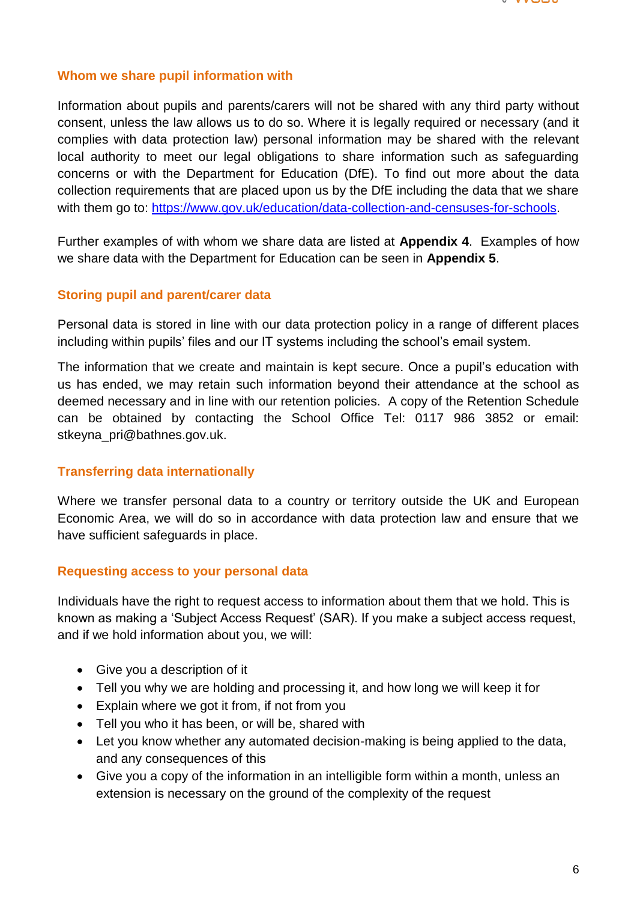## Whom we share pupil information with

Information about pupils and parents/carers will not be shared with any third party without consent, unless the law allows us to do so. Where it is legally required or necessary (and it complies with data protection law) personal information may be shared with the relevant local authority to meet our legal obligations to share information such as safeguarding concerns or with the Department for Education (DfE). To find out more about the data collection requirements that are placed upon us by the DfE including the data that we share with them go to: [https://www.gov.uk/education/data-collection-and-censuses-for-schools](https://www.gov.uk/education/data-collection-and-censuses-for-schools).

Further examples of with whom we share data are listed at **Appendix 4**. Examples of how we share data with the Department for Education can be seen in **Appendix 5**.

## Storing pupil and parent/carer data

Personal data is stored in line with our data protection policy in a range of different places including within pupils' files and our IT systems including the school's email system.

The information that we create and maintain is kept secure. Once a pupil's education with us has ended, we may retain such information beyond their attendance at the school as deemed necessary and in line with our retention policies. A copy of the Retention Schedule can be obtained by contacting the School Office Tel: 0117 986 3852 or email: stkeyna_pri@bathnes.gov.uk.

## Transferring data internationally

Where we transfer personal data to a country or territory outside the UK and European Economic Area, we will do so in accordance with data protection law and ensure that we have sufficient safeguards in place.

## Requesting access to your personal data

Individuals have the right to request access to information about them that we hold. This is known as making a 'Subject Access Request' (SAR). If you make a subject access request, and if we hold information about you, we will:

- Give you a description of it
- Tell you why we are holding and processing it, and how long we will keep it for
- Explain where we got it from, if not from you
- Tell you who it has been, or will be, shared with
- Let you know whether any automated decision-making is being applied to the data, and any consequences of this
- Give you a copy of the information in an intelligible form within a month, unless an extension is necessary on the ground of the complexity of the request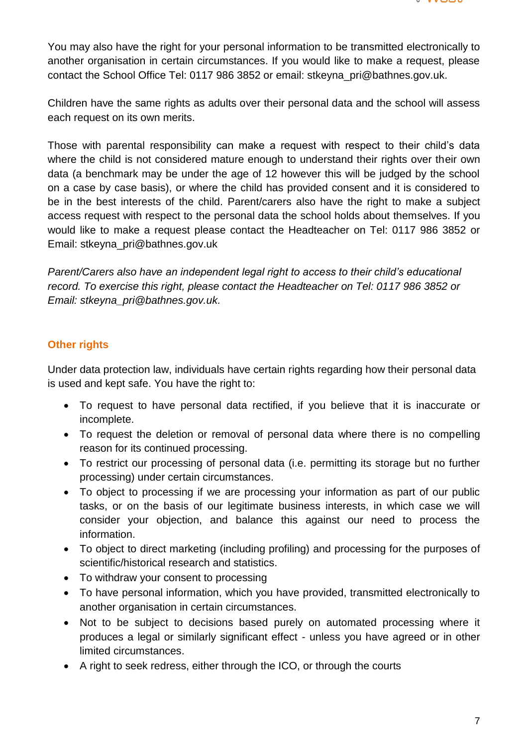You may also have the right for your personal information to be transmitted electronically to another organisation in certain circumstances. If you would like to make a request, please contact the School Office Tel: 0117 986 3852 or email: stkeyna_pri@bathnes.gov.uk.

Children have the same rights as adults over their personal data and the school will assess each request on its own merits.

Those with parental responsibility can make a request with respect to their child's data where the child is not considered mature enough to understand their rights over their own data (a benchmark may be under the age of 12 however this will be judged by the school on a case by case basis), or where the child has provided consent and it is considered to be in the best interests of the child. Parent/carers also have the right to make a subject access request with respect to the personal data the school holds about themselves. If you would like to make a request please contact the Headteacher on Tel: 0117 986 3852 or Email: stkeyna_pri@bathnes.gov.uk

*Parent/Carers also have an independent legal right to access to their child's educational record. To exercise this right, please contact the Headteacher on Tel: 0117 986 3852 or Email: stkeyna_pri@bathnes.gov.uk.*

## Other rights

Under data protection law, individuals have certain rights regarding how their personal data is used and kept safe. You have the right to:

- To request to have personal data rectified, if you believe that it is inaccurate or incomplete.
- To request the deletion or removal of personal data where there is no compelling reason for its continued processing.
- To restrict our processing of personal data (i.e. permitting its storage but no further processing) under certain circumstances.
- To object to processing if we are processing your information as part of our public tasks, or on the basis of our legitimate business interests, in which case we will consider your objection, and balance this against our need to process the information.
- To object to direct marketing (including profiling) and processing for the purposes of scientific/historical research and statistics.
- To withdraw your consent to processing
- To have personal information, which you have provided, transmitted electronically to another organisation in certain circumstances.
- Not to be subject to decisions based purely on automated processing where it produces a legal or similarly significant effect - unless you have agreed or in other limited circumstances.
- A right to seek redress, either through the ICO, or through the courts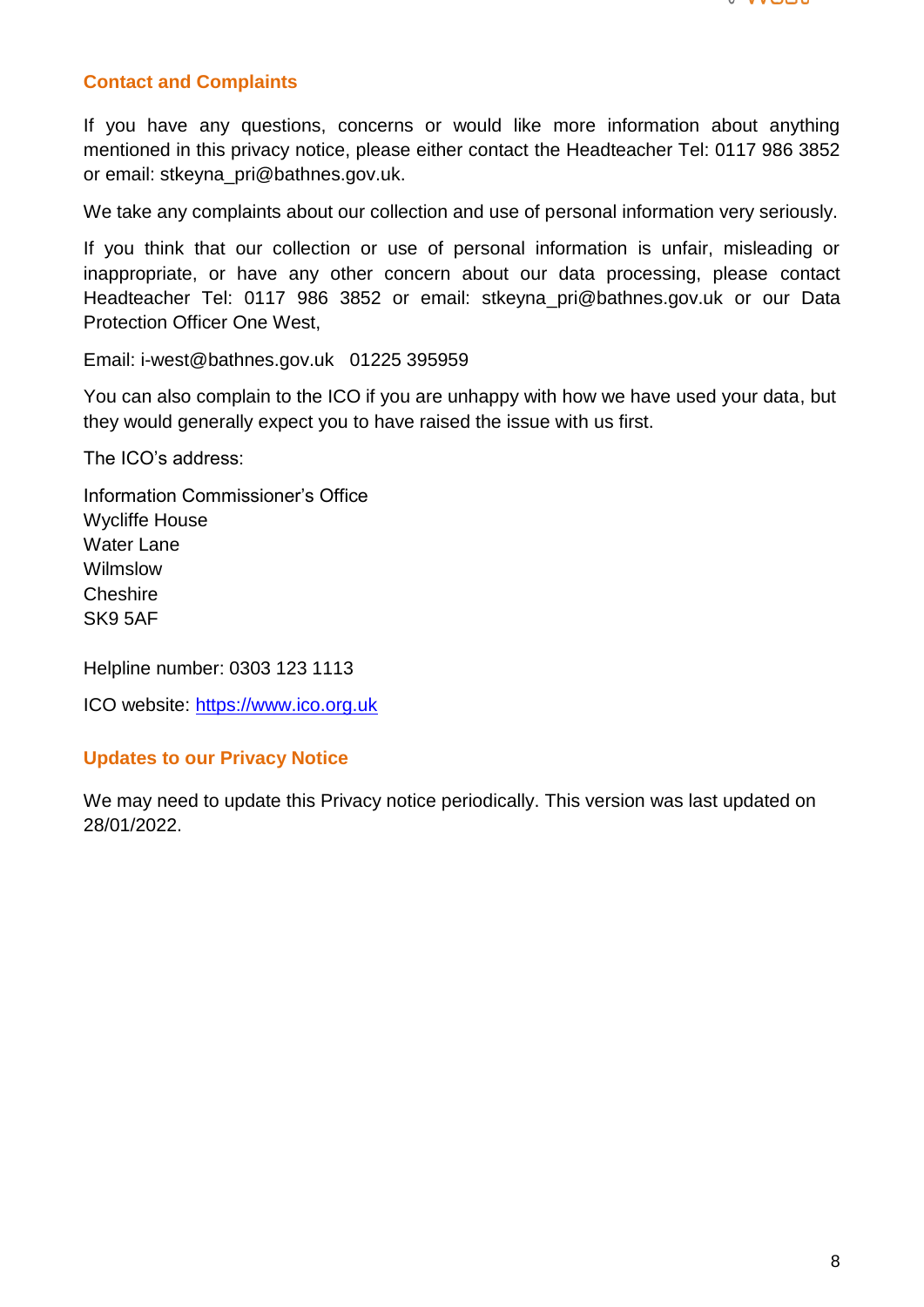## Contact and Complaints

If you have any questions, concerns or would like more information about anything mentioned in this privacy notice, please either contact the Headteacher Tel: 0117 986 3852 or email: stkeyna_pri@bathnes.gov.uk.

We take any complaints about our collection and use of personal information very seriously.

If you think that our collection or use of personal information is unfair, misleading or inappropriate, or have any other concern about our data processing, please contact Headteacher Tel: 0117 986 3852 or email: stkeyna_pri@bathnes.gov.uk or our Data Protection Officer One West,

Email: i-west@bathnes.gov.uk   01225 395959

You can also complain to the ICO if you are unhappy with how we have used your data, but they would generally expect you to have raised the issue with us first.

The ICO's address:

Information Commissioner's Office
Wycliffe House
Water Lane
Wilmslow
Cheshire
SK9 5AF

Helpline number: 0303 123 1113

ICO website: [https://www.ico.org.uk](https://www.ico.org.uk)

## Updates to our Privacy Notice

We may need to update this Privacy notice periodically. This version was last updated on 28/01/2022.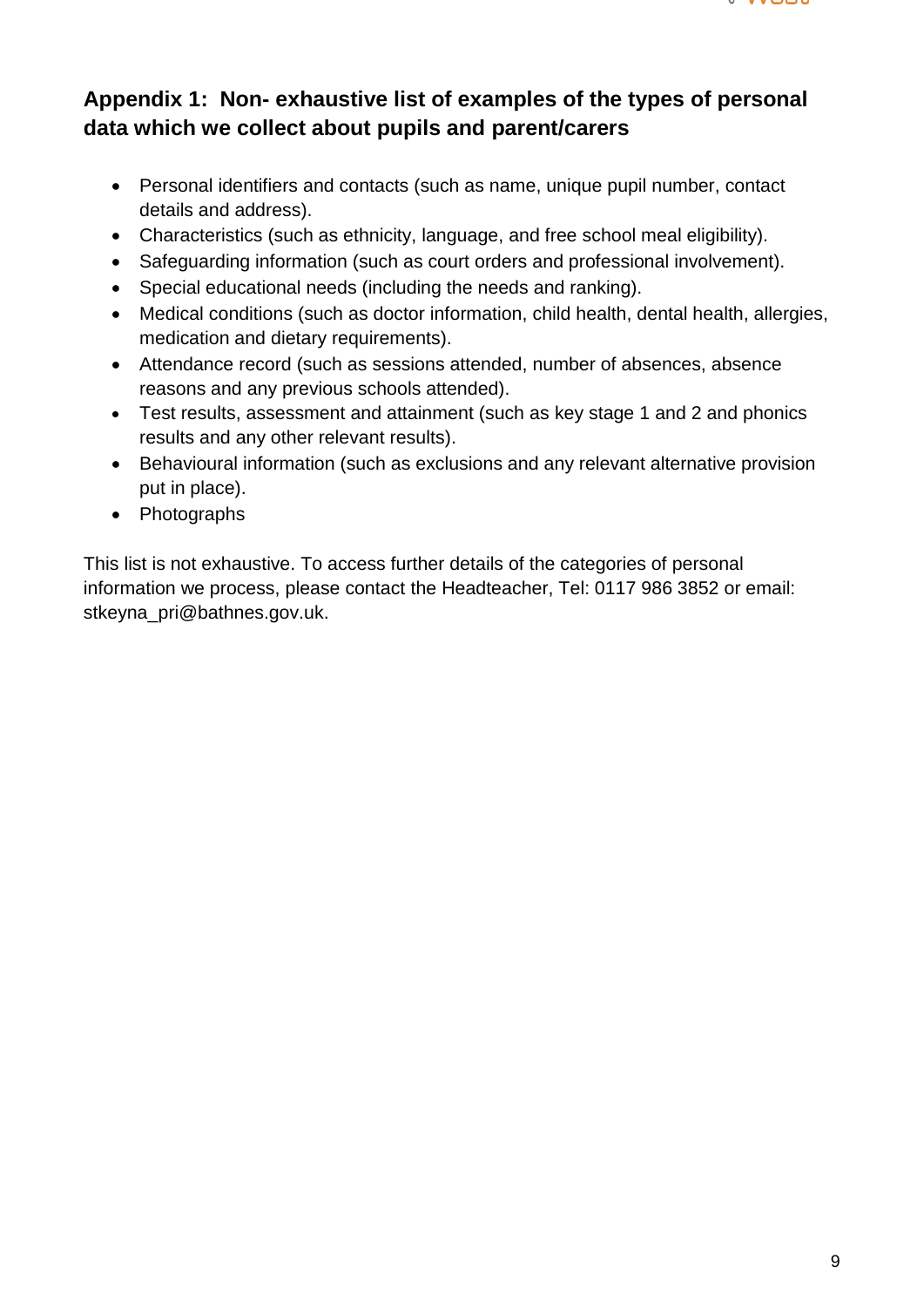## Appendix 1: Non- exhaustive list of examples of the types of personal data which we collect about pupils and parent/carers

- Personal identifiers and contacts (such as name, unique pupil number, contact details and address).
- Characteristics (such as ethnicity, language, and free school meal eligibility).
- Safeguarding information (such as court orders and professional involvement).
- Special educational needs (including the needs and ranking).
- Medical conditions (such as doctor information, child health, dental health, allergies, medication and dietary requirements).
- Attendance record (such as sessions attended, number of absences, absence reasons and any previous schools attended).
- Test results, assessment and attainment (such as key stage 1 and 2 and phonics results and any other relevant results).
- Behavioural information (such as exclusions and any relevant alternative provision put in place).
- Photographs

This list is not exhaustive. To access further details of the categories of personal information we process, please contact the Headteacher, Tel: 0117 986 3852 or email: stkeyna_pri@bathnes.gov.uk.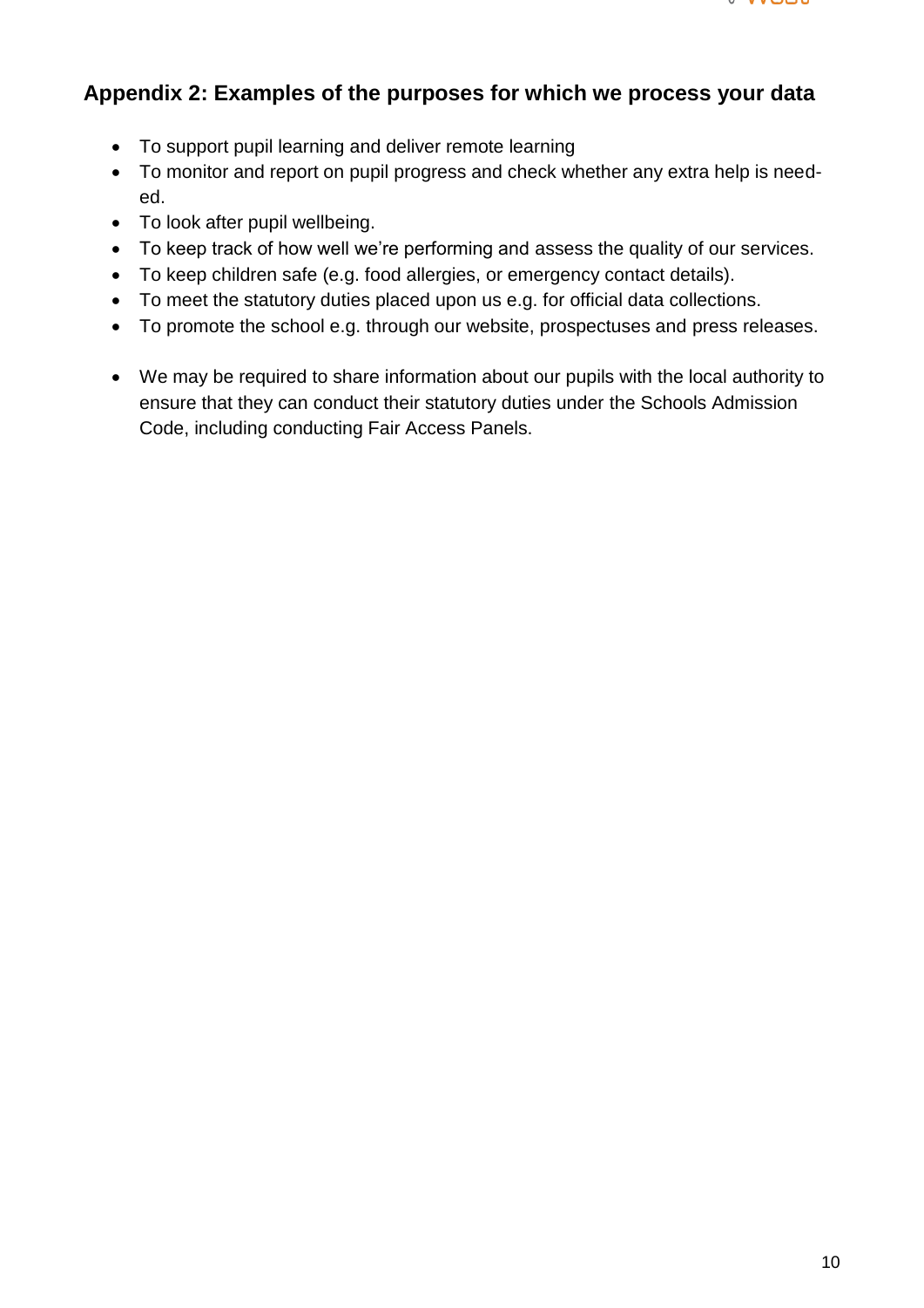## Appendix 2: Examples of the purposes for which we process your data

- To support pupil learning and deliver remote learning
- To monitor and report on pupil progress and check whether any extra help is needed.
- To look after pupil wellbeing.
- To keep track of how well we're performing and assess the quality of our services.
- To keep children safe (e.g. food allergies, or emergency contact details).
- To meet the statutory duties placed upon us e.g. for official data collections.
- To promote the school e.g. through our website, prospectuses and press releases.

- We may be required to share information about our pupils with the local authority to ensure that they can conduct their statutory duties under the Schools Admission Code, including conducting Fair Access Panels.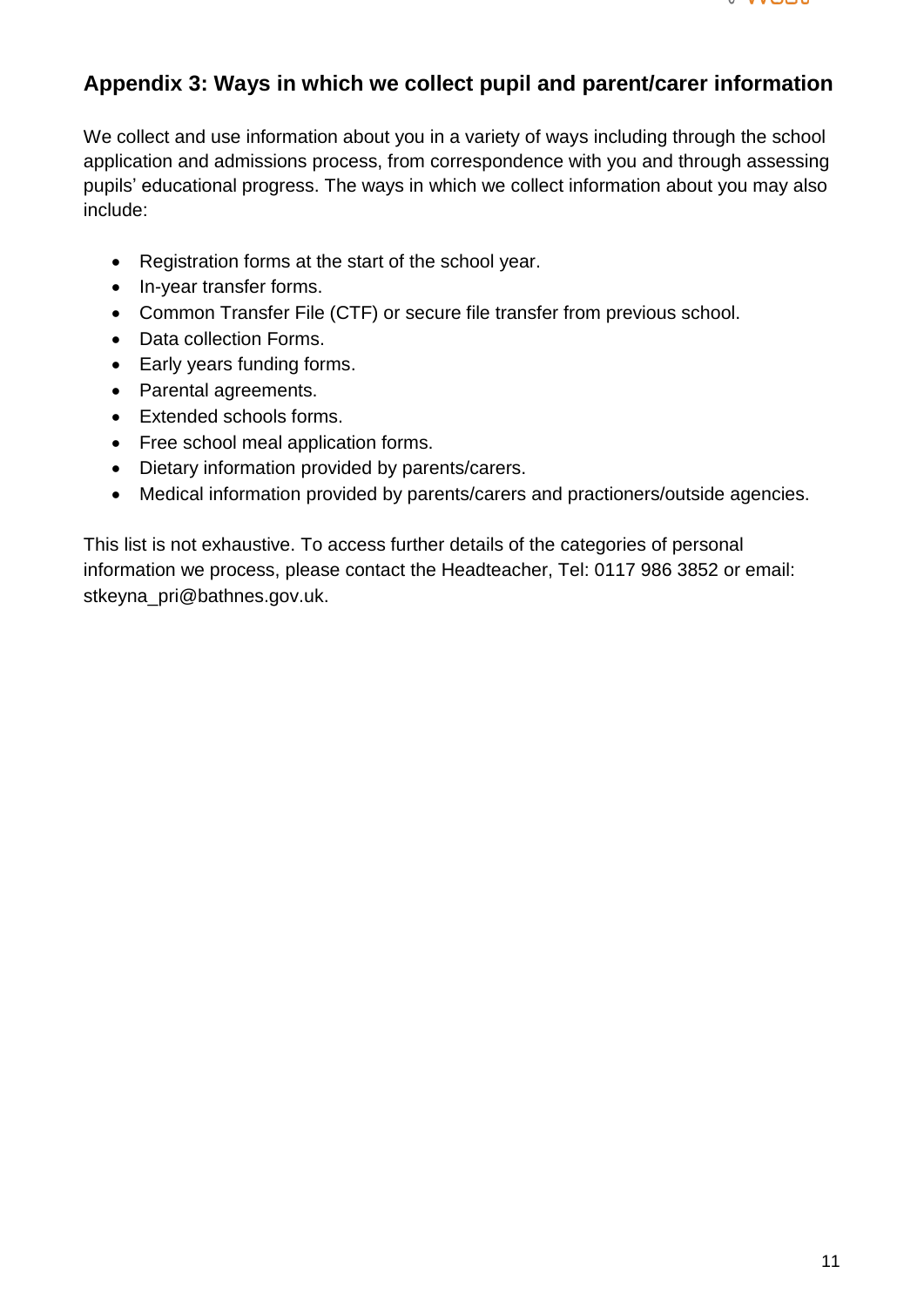## Appendix 3: Ways in which we collect pupil and parent/carer information

We collect and use information about you in a variety of ways including through the school application and admissions process, from correspondence with you and through assessing pupils' educational progress. The ways in which we collect information about you may also include:

- Registration forms at the start of the school year.
- In-year transfer forms.
- Common Transfer File (CTF) or secure file transfer from previous school.
- Data collection Forms.
- Early years funding forms.
- Parental agreements.
- Extended schools forms.
- Free school meal application forms.
- Dietary information provided by parents/carers.
- Medical information provided by parents/carers and practioners/outside agencies.

This list is not exhaustive. To access further details of the categories of personal information we process, please contact the Headteacher, Tel: 0117 986 3852 or email: stkeyna_pri@bathnes.gov.uk.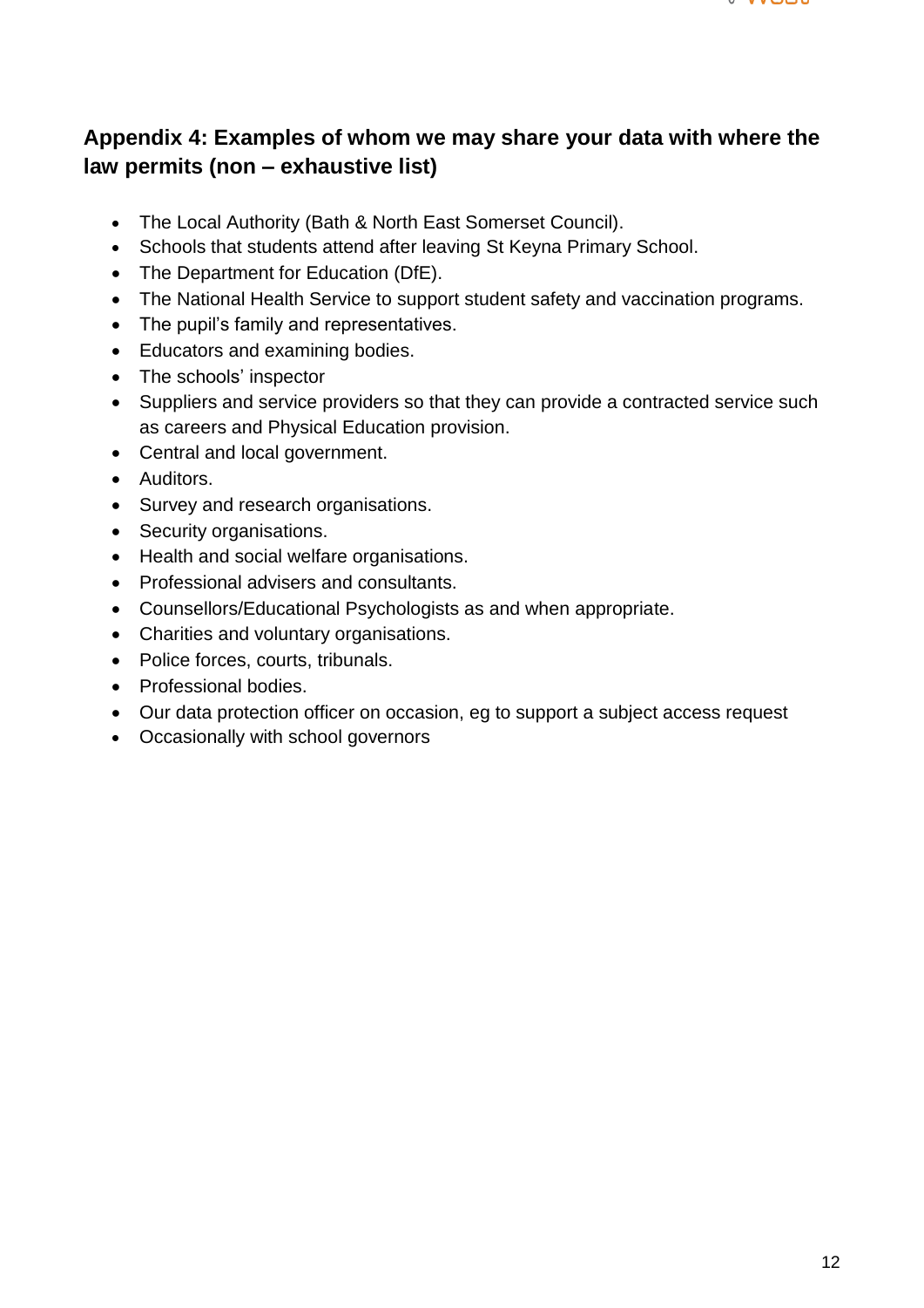## Appendix 4: Examples of whom we may share your data with where the law permits (non – exhaustive list)

- The Local Authority (Bath & North East Somerset Council).
- Schools that students attend after leaving St Keyna Primary School.
- The Department for Education (DfE).
- The National Health Service to support student safety and vaccination programs.
- The pupil's family and representatives.
- Educators and examining bodies.
- The schools' inspector
- Suppliers and service providers so that they can provide a contracted service such as careers and Physical Education provision.
- Central and local government.
- Auditors.
- Survey and research organisations.
- Security organisations.
- Health and social welfare organisations.
- Professional advisers and consultants.
- Counsellors/Educational Psychologists as and when appropriate.
- Charities and voluntary organisations.
- Police forces, courts, tribunals.
- Professional bodies.
- Our data protection officer on occasion, eg to support a subject access request
- Occasionally with school governors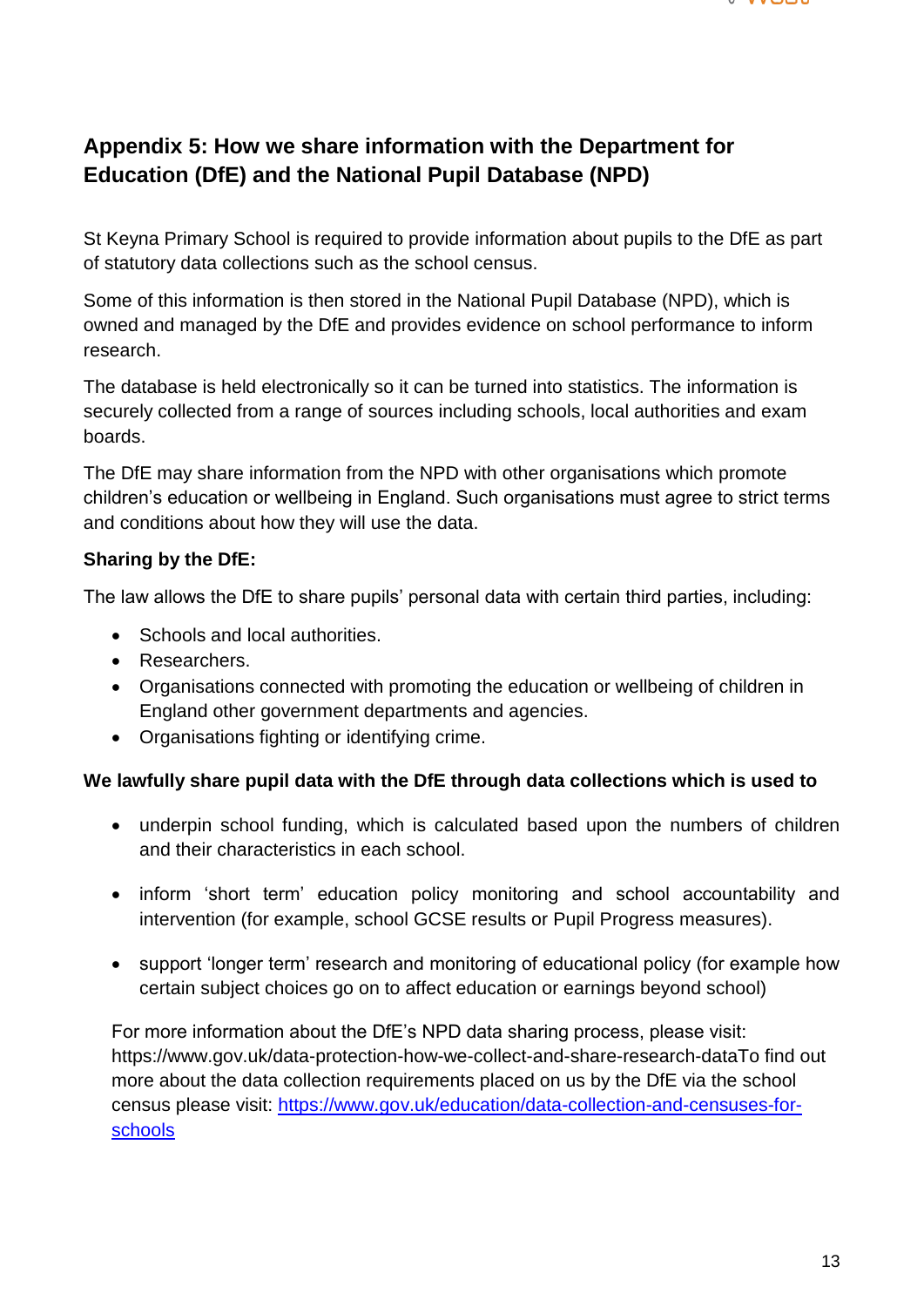## Appendix 5: How we share information with the Department for Education (DfE) and the National Pupil Database (NPD)

St Keyna Primary School is required to provide information about pupils to the DfE as part of statutory data collections such as the school census.

Some of this information is then stored in the National Pupil Database (NPD), which is owned and managed by the DfE and provides evidence on school performance to inform research.

The database is held electronically so it can be turned into statistics. The information is securely collected from a range of sources including schools, local authorities and exam boards.

The DfE may share information from the NPD with other organisations which promote children's education or wellbeing in England. Such organisations must agree to strict terms and conditions about how they will use the data.

**Sharing by the DfE:**

The law allows the DfE to share pupils' personal data with certain third parties, including:

- Schools and local authorities.
- Researchers.
- Organisations connected with promoting the education or wellbeing of children in England other government departments and agencies.
- Organisations fighting or identifying crime.

**We lawfully share pupil data with the DfE through data collections which is used to**

- underpin school funding, which is calculated based upon the numbers of children and their characteristics in each school.
- inform 'short term' education policy monitoring and school accountability and intervention (for example, school GCSE results or Pupil Progress measures).
- support 'longer term' research and monitoring of educational policy (for example how certain subject choices go on to affect education or earnings beyond school)

For more information about the DfE's NPD data sharing process, please visit: https://www.gov.uk/data-protection-how-we-collect-and-share-research-dataTo find out more about the data collection requirements placed on us by the DfE via the school census please visit: [https://www.gov.uk/education/data-collection-and-censuses-for-schools](https://www.gov.uk/education/data-collection-and-censuses-for-schools)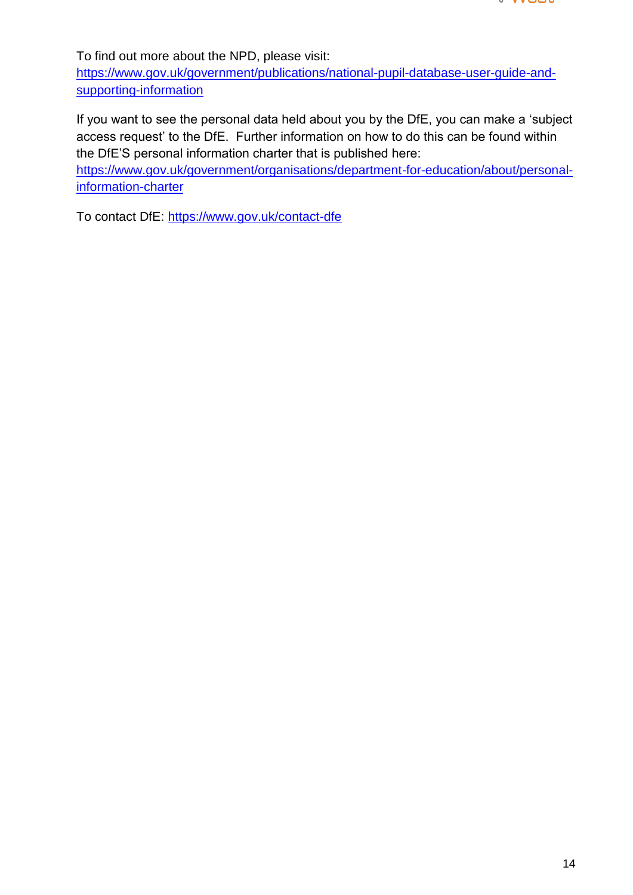To find out more about the NPD, please visit: https://www.gov.uk/government/publications/national-pupil-database-user-guide-and-supporting-information

If you want to see the personal data held about you by the DfE, you can make a 'subject access request' to the DfE.  Further information on how to do this can be found within the DfE'S personal information charter that is published here: https://www.gov.uk/government/organisations/department-for-education/about/personal-information-charter

To contact DfE: https://www.gov.uk/contact-dfe